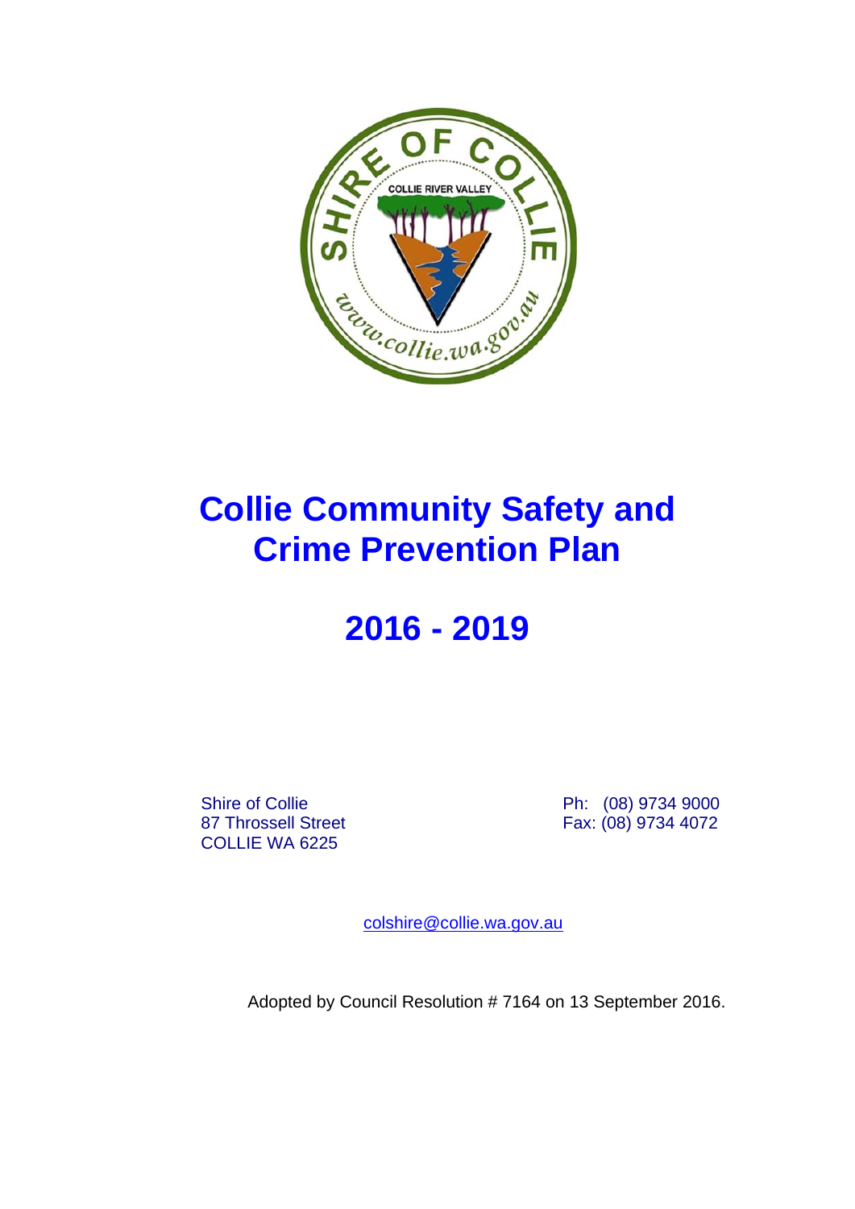# Collie Community Safety and Crime Prevention Plan

# 2016 - 2019

Shire of Collie
87 Throssell Street
COLLIE WA 6225

Ph: (08) 9734 9000
Fax: (08) 9734 4072

colshire@collie.wa.gov.au

Adopted by Council Resolution # 7164 on 13 September 2016.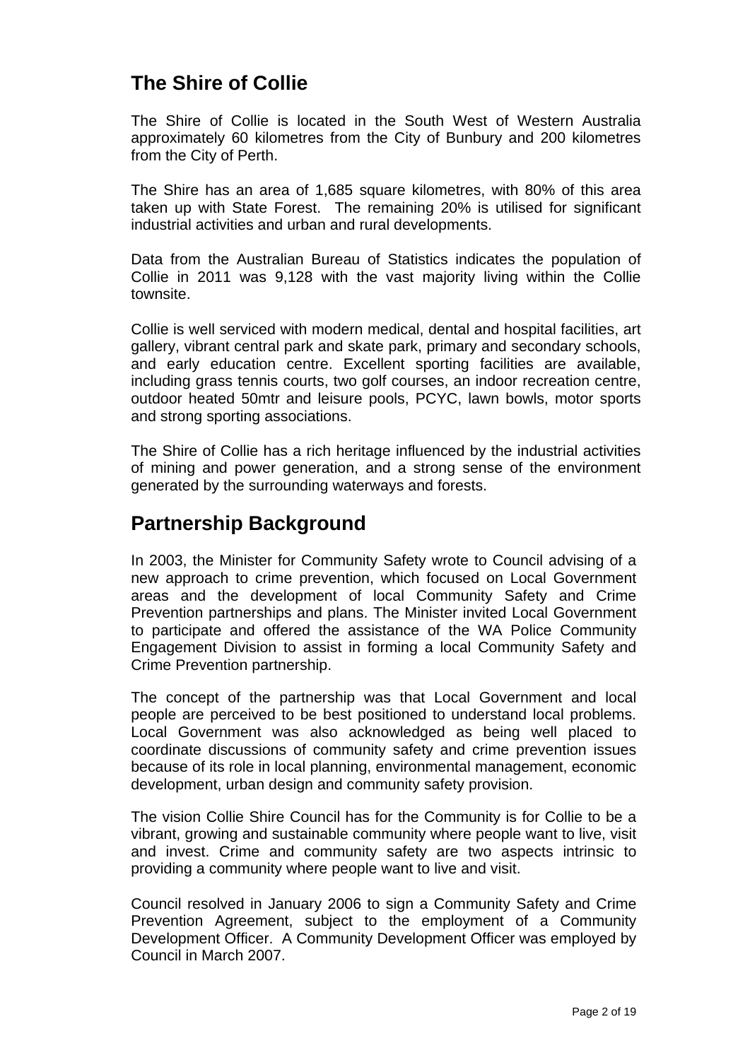## The Shire of Collie

The Shire of Collie is located in the South West of Western Australia approximately 60 kilometres from the City of Bunbury and 200 kilometres from the City of Perth.

The Shire has an area of 1,685 square kilometres, with 80% of this area taken up with State Forest. The remaining 20% is utilised for significant industrial activities and urban and rural developments.

Data from the Australian Bureau of Statistics indicates the population of Collie in 2011 was 9,128 with the vast majority living within the Collie townsite.

Collie is well serviced with modern medical, dental and hospital facilities, art gallery, vibrant central park and skate park, primary and secondary schools, and early education centre. Excellent sporting facilities are available, including grass tennis courts, two golf courses, an indoor recreation centre, outdoor heated 50mtr and leisure pools, PCYC, lawn bowls, motor sports and strong sporting associations.

The Shire of Collie has a rich heritage influenced by the industrial activities of mining and power generation, and a strong sense of the environment generated by the surrounding waterways and forests.

## Partnership Background

In 2003, the Minister for Community Safety wrote to Council advising of a new approach to crime prevention, which focused on Local Government areas and the development of local Community Safety and Crime Prevention partnerships and plans. The Minister invited Local Government to participate and offered the assistance of the WA Police Community Engagement Division to assist in forming a local Community Safety and Crime Prevention partnership.

The concept of the partnership was that Local Government and local people are perceived to be best positioned to understand local problems. Local Government was also acknowledged as being well placed to coordinate discussions of community safety and crime prevention issues because of its role in local planning, environmental management, economic development, urban design and community safety provision.

The vision Collie Shire Council has for the Community is for Collie to be a vibrant, growing and sustainable community where people want to live, visit and invest. Crime and community safety are two aspects intrinsic to providing a community where people want to live and visit.

Council resolved in January 2006 to sign a Community Safety and Crime Prevention Agreement, subject to the employment of a Community Development Officer. A Community Development Officer was employed by Council in March 2007.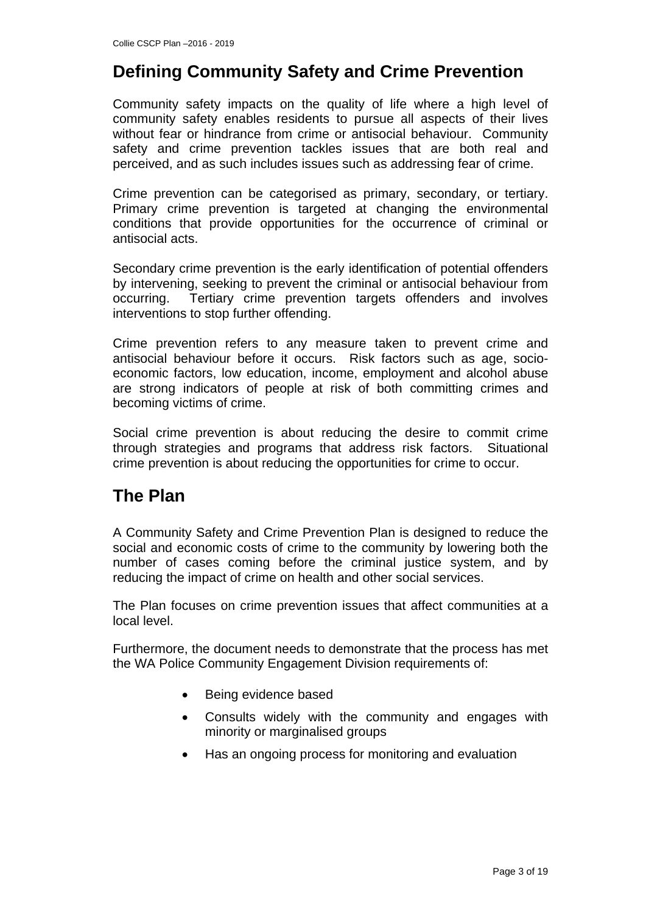# Defining Community Safety and Crime Prevention

Community safety impacts on the quality of life where a high level of community safety enables residents to pursue all aspects of their lives without fear or hindrance from crime or antisocial behaviour. Community safety and crime prevention tackles issues that are both real and perceived, and as such includes issues such as addressing fear of crime.

Crime prevention can be categorised as primary, secondary, or tertiary. Primary crime prevention is targeted at changing the environmental conditions that provide opportunities for the occurrence of criminal or antisocial acts.

Secondary crime prevention is the early identification of potential offenders by intervening, seeking to prevent the criminal or antisocial behaviour from occurring. Tertiary crime prevention targets offenders and involves interventions to stop further offending.

Crime prevention refers to any measure taken to prevent crime and antisocial behaviour before it occurs. Risk factors such as age, socio-economic factors, low education, income, employment and alcohol abuse are strong indicators of people at risk of both committing crimes and becoming victims of crime.

Social crime prevention is about reducing the desire to commit crime through strategies and programs that address risk factors. Situational crime prevention is about reducing the opportunities for crime to occur.

# The Plan

A Community Safety and Crime Prevention Plan is designed to reduce the social and economic costs of crime to the community by lowering both the number of cases coming before the criminal justice system, and by reducing the impact of crime on health and other social services.

The Plan focuses on crime prevention issues that affect communities at a local level.

Furthermore, the document needs to demonstrate that the process has met the WA Police Community Engagement Division requirements of:

- Being evidence based
- Consults widely with the community and engages with minority or marginalised groups
- Has an ongoing process for monitoring and evaluation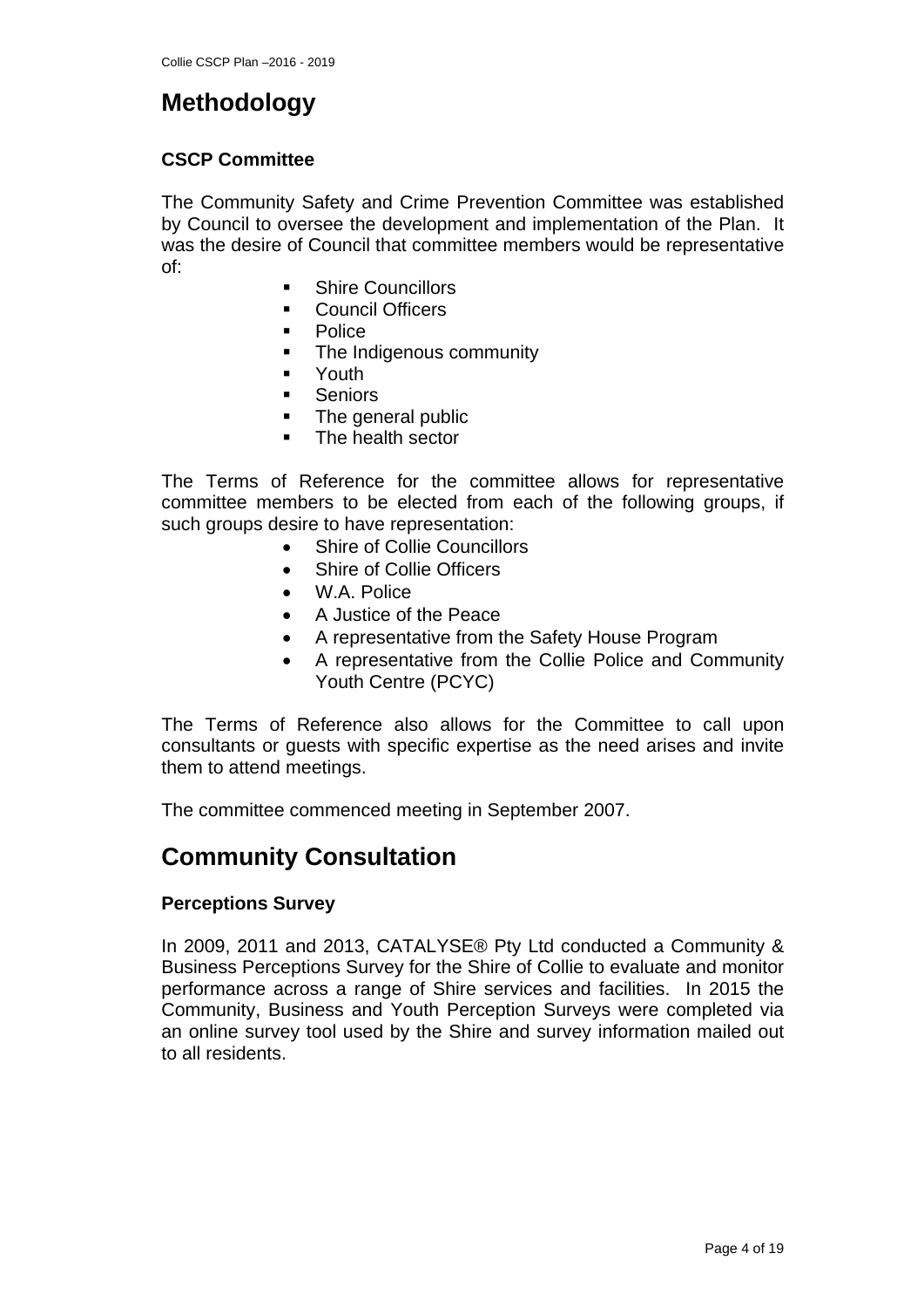# Methodology

### CSCP Committee

The Community Safety and Crime Prevention Committee was established by Council to oversee the development and implementation of the Plan. It was the desire of Council that committee members would be representative of:

- Shire Councillors
- Council Officers
- Police
- The Indigenous community
- Youth
- Seniors
- The general public
- The health sector

The Terms of Reference for the committee allows for representative committee members to be elected from each of the following groups, if such groups desire to have representation:

- Shire of Collie Councillors
- Shire of Collie Officers
- W.A. Police
- A Justice of the Peace
- A representative from the Safety House Program
- A representative from the Collie Police and Community Youth Centre (PCYC)

The Terms of Reference also allows for the Committee to call upon consultants or guests with specific expertise as the need arises and invite them to attend meetings.

The committee commenced meeting in September 2007.

# Community Consultation

### Perceptions Survey

In 2009, 2011 and 2013, CATALYSE® Pty Ltd conducted a Community & Business Perceptions Survey for the Shire of Collie to evaluate and monitor performance across a range of Shire services and facilities. In 2015 the Community, Business and Youth Perception Surveys were completed via an online survey tool used by the Shire and survey information mailed out to all residents.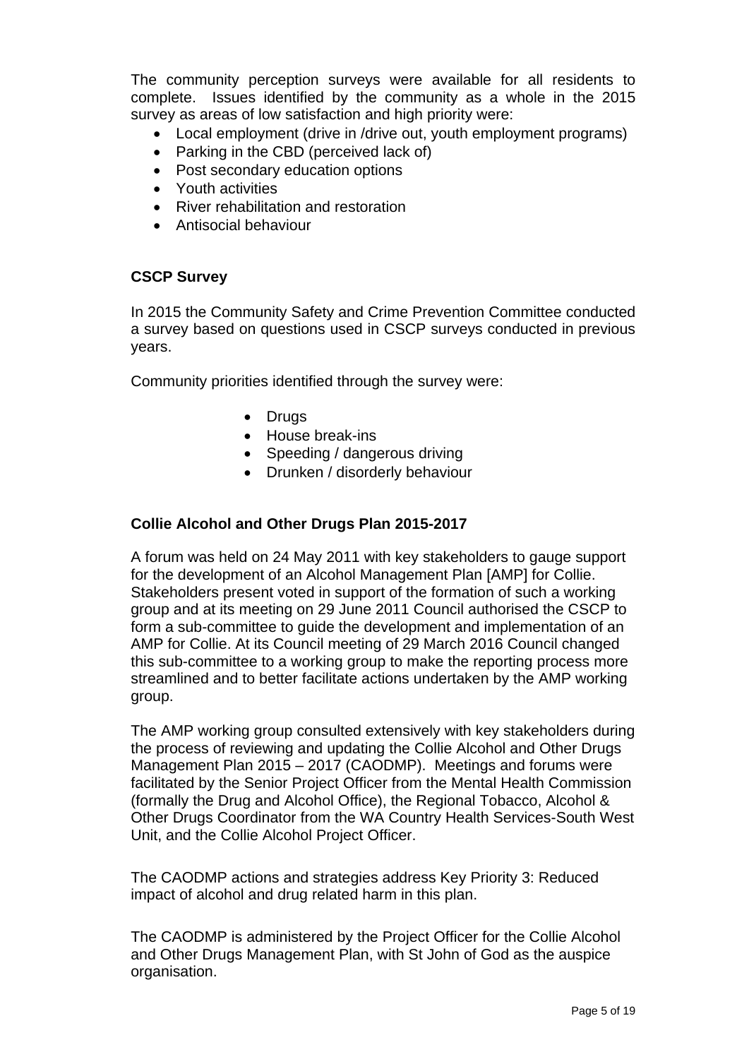The community perception surveys were available for all residents to complete. Issues identified by the community as a whole in the 2015 survey as areas of low satisfaction and high priority were:

- Local employment (drive in /drive out, youth employment programs)
- Parking in the CBD (perceived lack of)
- Post secondary education options
- Youth activities
- River rehabilitation and restoration
- Antisocial behaviour

**CSCP Survey**

In 2015 the Community Safety and Crime Prevention Committee conducted a survey based on questions used in CSCP surveys conducted in previous years.

Community priorities identified through the survey were:

- Drugs
- House break-ins
- Speeding / dangerous driving
- Drunken / disorderly behaviour

**Collie Alcohol and Other Drugs Plan 2015-2017**

A forum was held on 24 May 2011 with key stakeholders to gauge support for the development of an Alcohol Management Plan [AMP] for Collie. Stakeholders present voted in support of the formation of such a working group and at its meeting on 29 June 2011 Council authorised the CSCP to form a sub-committee to guide the development and implementation of an AMP for Collie. At its Council meeting of 29 March 2016 Council changed this sub-committee to a working group to make the reporting process more streamlined and to better facilitate actions undertaken by the AMP working group.

The AMP working group consulted extensively with key stakeholders during the process of reviewing and updating the Collie Alcohol and Other Drugs Management Plan 2015 – 2017 (CAODMP). Meetings and forums were facilitated by the Senior Project Officer from the Mental Health Commission (formally the Drug and Alcohol Office), the Regional Tobacco, Alcohol & Other Drugs Coordinator from the WA Country Health Services-South West Unit, and the Collie Alcohol Project Officer.

The CAODMP actions and strategies address Key Priority 3: Reduced impact of alcohol and drug related harm in this plan.

The CAODMP is administered by the Project Officer for the Collie Alcohol and Other Drugs Management Plan, with St John of God as the auspice organisation.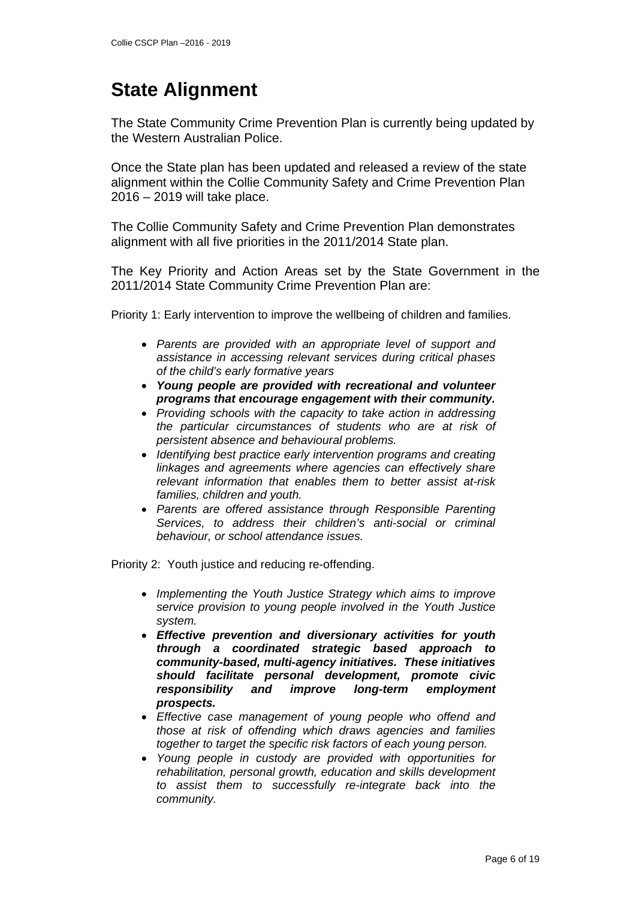# State Alignment

The State Community Crime Prevention Plan is currently being updated by the Western Australian Police.

Once the State plan has been updated and released a review of the state alignment within the Collie Community Safety and Crime Prevention Plan 2016 – 2019 will take place.

The Collie Community Safety and Crime Prevention Plan demonstrates alignment with all five priorities in the 2011/2014 State plan.

The Key Priority and Action Areas set by the State Government in the 2011/2014 State Community Crime Prevention Plan are:

Priority 1: Early intervention to improve the wellbeing of children and families.

- *Parents are provided with an appropriate level of support and assistance in accessing relevant services during critical phases of the child's early formative years*
- ***Young people are provided with recreational and volunteer programs that encourage engagement with their community.***
- *Providing schools with the capacity to take action in addressing the particular circumstances of students who are at risk of persistent absence and behavioural problems.*
- *Identifying best practice early intervention programs and creating linkages and agreements where agencies can effectively share relevant information that enables them to better assist at-risk families, children and youth.*
- *Parents are offered assistance through Responsible Parenting Services, to address their children's anti-social or criminal behaviour, or school attendance issues.*

Priority 2: Youth justice and reducing re-offending.

- *Implementing the Youth Justice Strategy which aims to improve service provision to young people involved in the Youth Justice system.*
- ***Effective prevention and diversionary activities for youth through a coordinated strategic based approach to community-based, multi-agency initiatives. These initiatives should facilitate personal development, promote civic responsibility and improve long-term employment prospects.***
- *Effective case management of young people who offend and those at risk of offending which draws agencies and families together to target the specific risk factors of each young person.*
- *Young people in custody are provided with opportunities for rehabilitation, personal growth, education and skills development to assist them to successfully re-integrate back into the community.*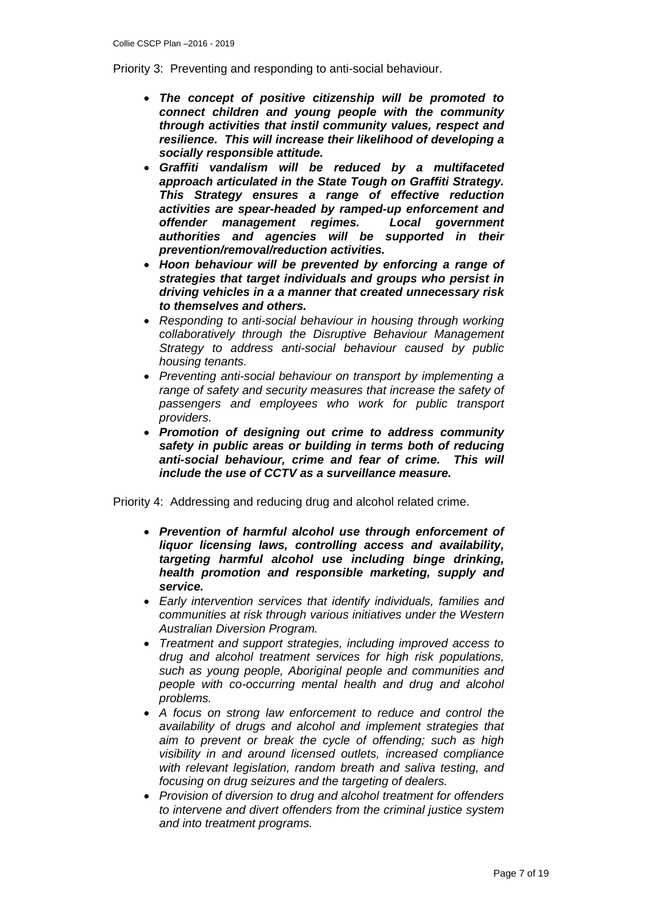Priority 3: Preventing and responding to anti-social behaviour.

- ***The concept of positive citizenship will be promoted to connect children and young people with the community through activities that instil community values, respect and resilience. This will increase their likelihood of developing a socially responsible attitude.***
- ***Graffiti vandalism will be reduced by a multifaceted approach articulated in the State Tough on Graffiti Strategy. This Strategy ensures a range of effective reduction activities are spear-headed by ramped-up enforcement and offender management regimes. Local government authorities and agencies will be supported in their prevention/removal/reduction activities.***
- ***Hoon behaviour will be prevented by enforcing a range of strategies that target individuals and groups who persist in driving vehicles in a a manner that created unnecessary risk to themselves and others.***
- *Responding to anti-social behaviour in housing through working collaboratively through the Disruptive Behaviour Management Strategy to address anti-social behaviour caused by public housing tenants.*
- *Preventing anti-social behaviour on transport by implementing a range of safety and security measures that increase the safety of passengers and employees who work for public transport providers.*
- ***Promotion of designing out crime to address community safety in public areas or building in terms both of reducing anti-social behaviour, crime and fear of crime. This will include the use of CCTV as a surveillance measure.***

Priority 4: Addressing and reducing drug and alcohol related crime.

- ***Prevention of harmful alcohol use through enforcement of liquor licensing laws, controlling access and availability, targeting harmful alcohol use including binge drinking, health promotion and responsible marketing, supply and service.***
- *Early intervention services that identify individuals, families and communities at risk through various initiatives under the Western Australian Diversion Program.*
- *Treatment and support strategies, including improved access to drug and alcohol treatment services for high risk populations, such as young people, Aboriginal people and communities and people with co-occurring mental health and drug and alcohol problems.*
- *A focus on strong law enforcement to reduce and control the availability of drugs and alcohol and implement strategies that aim to prevent or break the cycle of offending; such as high visibility in and around licensed outlets, increased compliance with relevant legislation, random breath and saliva testing, and focusing on drug seizures and the targeting of dealers.*
- *Provision of diversion to drug and alcohol treatment for offenders to intervene and divert offenders from the criminal justice system and into treatment programs.*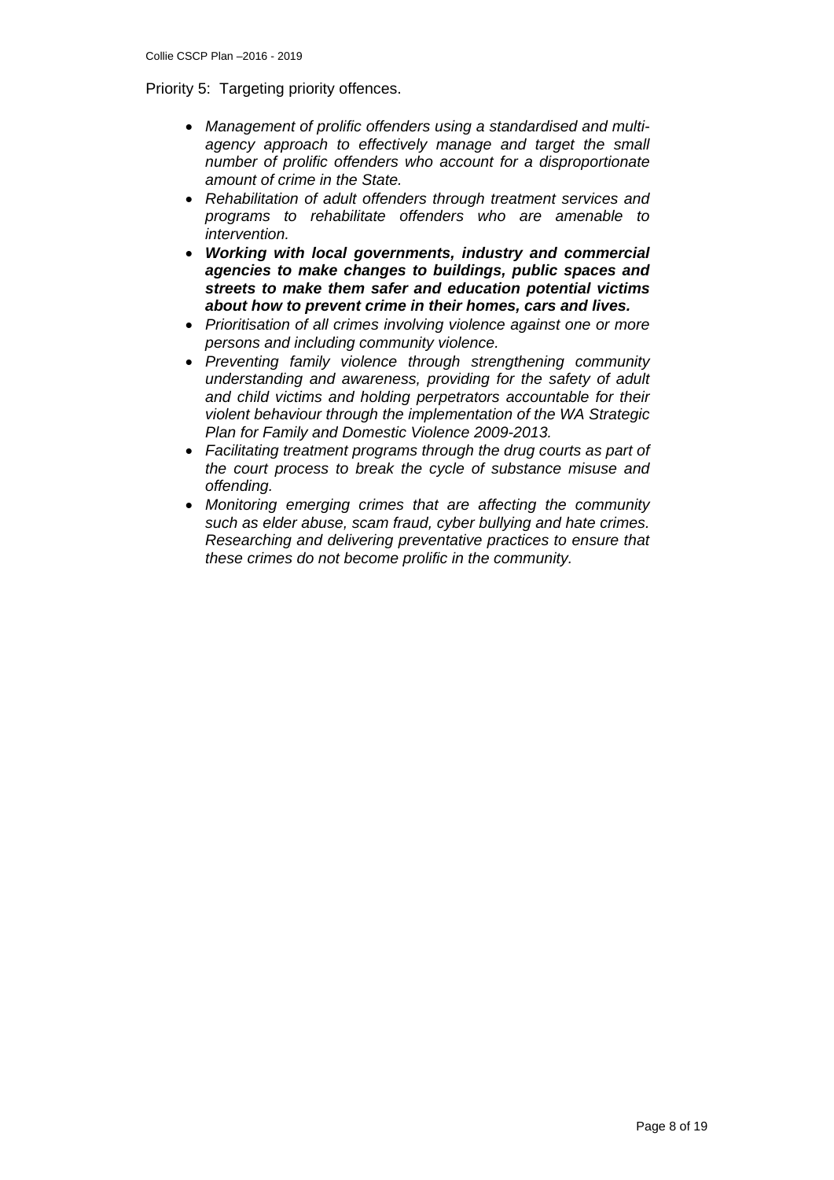Priority 5: Targeting priority offences.

- *Management of prolific offenders using a standardised and multi-agency approach to effectively manage and target the small number of prolific offenders who account for a disproportionate amount of crime in the State.*
- *Rehabilitation of adult offenders through treatment services and programs to rehabilitate offenders who are amenable to intervention.*
- ***Working with local governments, industry and commercial agencies to make changes to buildings, public spaces and streets to make them safer and education potential victims about how to prevent crime in their homes, cars and lives.***
- *Prioritisation of all crimes involving violence against one or more persons and including community violence.*
- *Preventing family violence through strengthening community understanding and awareness, providing for the safety of adult and child victims and holding perpetrators accountable for their violent behaviour through the implementation of the WA Strategic Plan for Family and Domestic Violence 2009-2013.*
- *Facilitating treatment programs through the drug courts as part of the court process to break the cycle of substance misuse and offending.*
- *Monitoring emerging crimes that are affecting the community such as elder abuse, scam fraud, cyber bullying and hate crimes. Researching and delivering preventative practices to ensure that these crimes do not become prolific in the community.*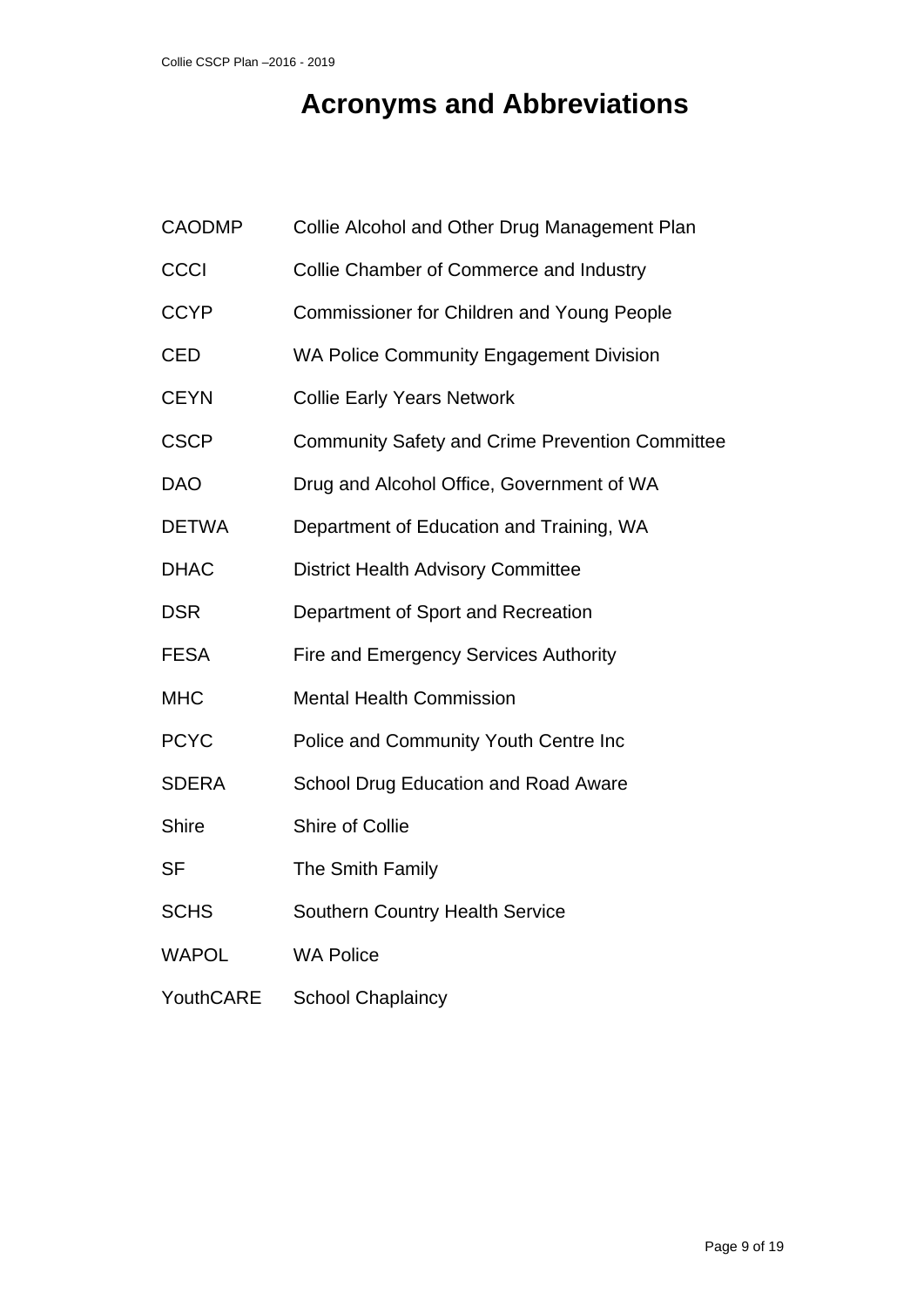# Acronyms and Abbreviations

| | |
|---|---|
| CAODMP | Collie Alcohol and Other Drug Management Plan |
| CCCI | Collie Chamber of Commerce and Industry |
| CCYP | Commissioner for Children and Young People |
| CED | WA Police Community Engagement Division |
| CEYN | Collie Early Years Network |
| CSCP | Community Safety and Crime Prevention Committee |
| DAO | Drug and Alcohol Office, Government of WA |
| DETWA | Department of Education and Training, WA |
| DHAC | District Health Advisory Committee |
| DSR | Department of Sport and Recreation |
| FESA | Fire and Emergency Services Authority |
| MHC | Mental Health Commission |
| PCYC | Police and Community Youth Centre Inc |
| SDERA | School Drug Education and Road Aware |
| Shire | Shire of Collie |
| SF | The Smith Family |
| SCHS | Southern Country Health Service |
| WAPOL | WA Police |
| YouthCARE | School Chaplaincy |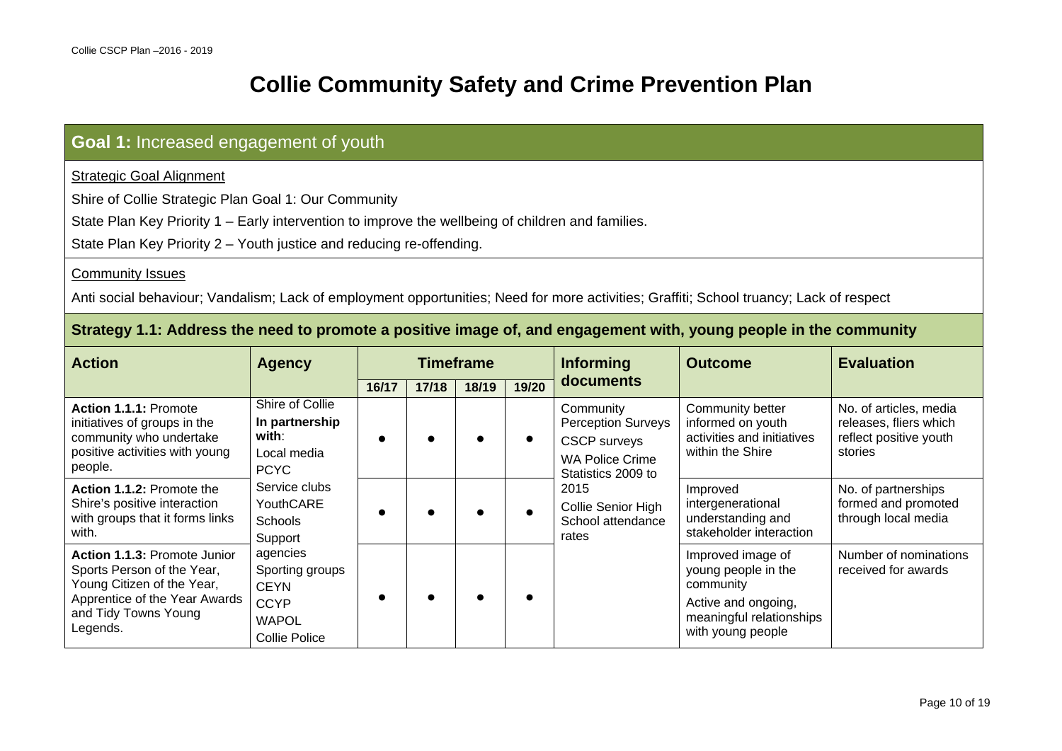# Collie Community Safety and Crime Prevention Plan

## Goal 1: Increased engagement of youth

Strategic Goal Alignment

Shire of Collie Strategic Plan Goal 1: Our Community

State Plan Key Priority 1 – Early intervention to improve the wellbeing of children and families.

State Plan Key Priority 2 – Youth justice and reducing re-offending.

Community Issues

Anti social behaviour; Vandalism; Lack of employment opportunities; Need for more activities; Graffiti; School truancy; Lack of respect

### Strategy 1.1: Address the need to promote a positive image of, and engagement with, young people in the community

| Action | Agency | Timeframe | | | | Informing documents | Outcome | Evaluation |
|---|---|---|---|---|---|---|---|---|
| | | 16/17 | 17/18 | 18/19 | 19/20 | | | |
| **Action 1.1.1:** Promote initiatives of groups in the community who undertake positive activities with young people. | Shire of Collie **In partnership with**: Local media PCYC Service clubs YouthCARE Schools Support agencies Sporting groups CEYN CCYP WAPOL Collie Police | ● | ● | ● | ● | Community Perception Surveys CSCP surveys WA Police Crime Statistics 2009 to 2015 Collie Senior High School attendance rates | Community better informed on youth activities and initiatives within the Shire | No. of articles, media releases, fliers which reflect positive youth stories |
| **Action 1.1.2:** Promote the Shire's positive interaction with groups that it forms links with. | | ● | ● | ● | ● | | Improved intergenerational understanding and stakeholder interaction | No. of partnerships formed and promoted through local media |
| **Action 1.1.3:** Promote Junior Sports Person of the Year, Young Citizen of the Year, Apprentice of the Year Awards and Tidy Towns Young Legends. | | ● | ● | ● | ● | | Improved image of young people in the community<br>Active and ongoing, meaningful relationships with young people | Number of nominations received for awards |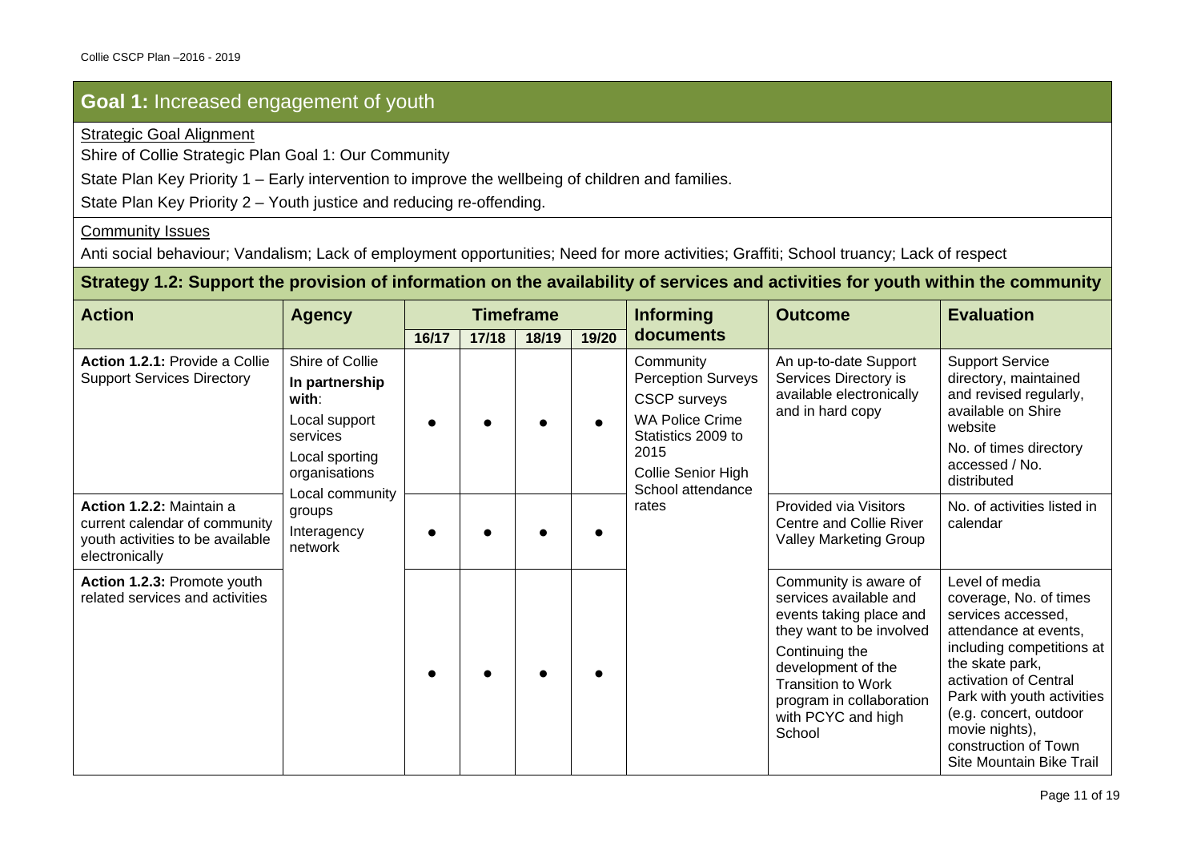## Goal 1: Increased engagement of youth

Strategic Goal Alignment

Shire of Collie Strategic Plan Goal 1: Our Community

State Plan Key Priority 1 – Early intervention to improve the wellbeing of children and families.

State Plan Key Priority 2 – Youth justice and reducing re-offending.

Community Issues

Anti social behaviour; Vandalism; Lack of employment opportunities; Need for more activities; Graffiti; School truancy; Lack of respect

### Strategy 1.2: Support the provision of information on the availability of services and activities for youth within the community

| Action | Agency | Timeframe | | | | Informing documents | Outcome | Evaluation |
|---|---|---|---|---|---|---|---|---|
| | | 16/17 | 17/18 | 18/19 | 19/20 | | | |
| **Action 1.2.1:** Provide a Collie Support Services Directory | Shire of Collie<br>**In partnership with**:<br>Local support services<br>Local sporting organisations<br>Local community groups<br>Interagency network | ● | ● | ● | ● | Community Perception Surveys<br>CSCP surveys<br>WA Police Crime Statistics 2009 to 2015<br>Collie Senior High School attendance rates | An up-to-date Support Services Directory is available electronically and in hard copy | Support Service directory, maintained and revised regularly, available on Shire website<br>No. of times directory accessed / No. distributed |
| **Action 1.2.2:** Maintain a current calendar of community youth activities to be available electronically | | ● | ● | ● | ● | | Provided via Visitors Centre and Collie River Valley Marketing Group | No. of activities listed in calendar |
| **Action 1.2.3:** Promote youth related services and activities | | ● | ● | ● | ● | | Community is aware of services available and events taking place and they want to be involved<br>Continuing the development of the Transition to Work program in collaboration with PCYC and high School | Level of media coverage, No. of times services accessed, attendance at events, including competitions at the skate park, activation of Central Park with youth activities (e.g. concert, outdoor movie nights), construction of Town Site Mountain Bike Trail |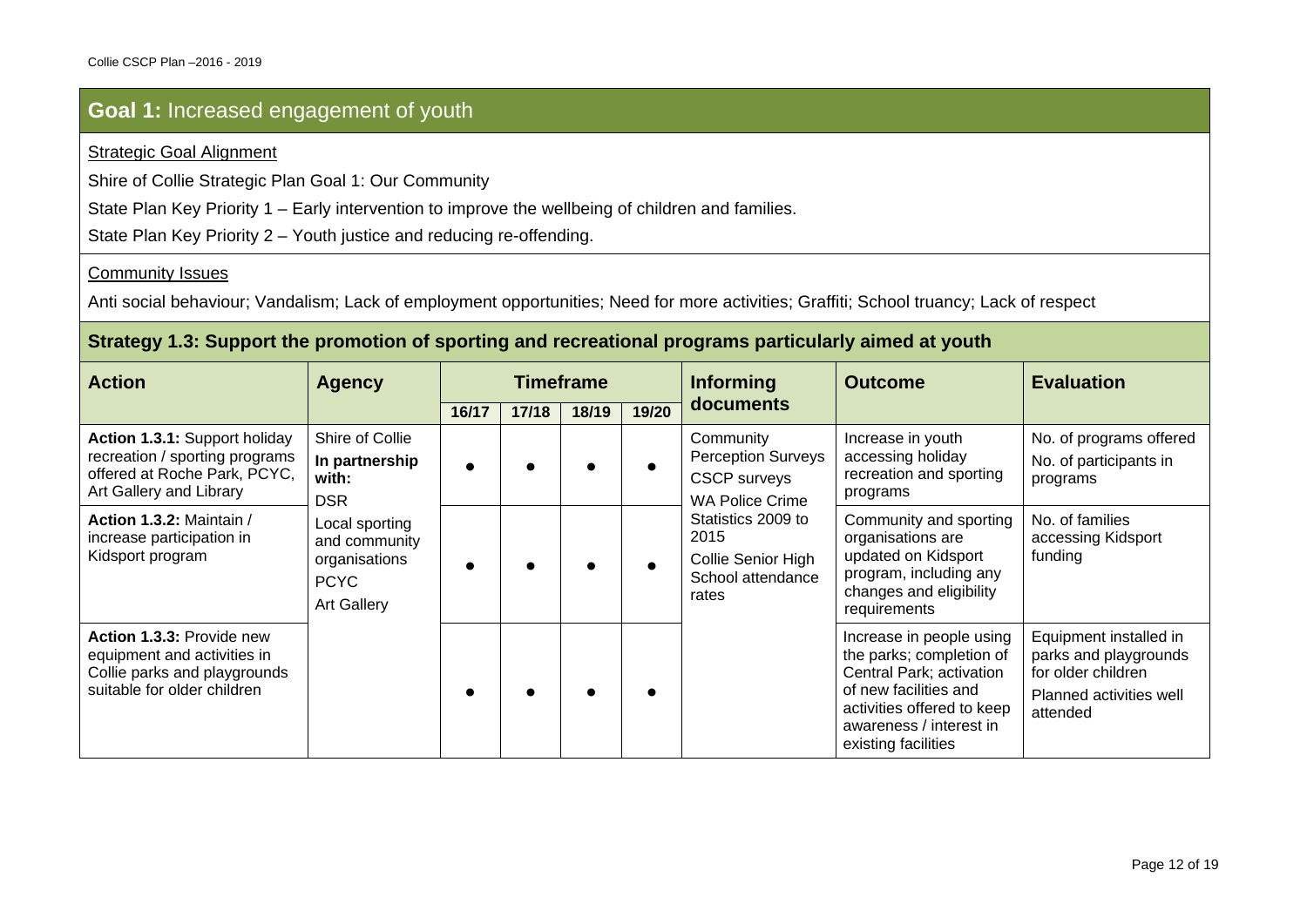## Goal 1: Increased engagement of youth

Strategic Goal Alignment

Shire of Collie Strategic Plan Goal 1: Our Community

State Plan Key Priority 1 – Early intervention to improve the wellbeing of children and families.

State Plan Key Priority 2 – Youth justice and reducing re-offending.

Community Issues

Anti social behaviour; Vandalism; Lack of employment opportunities; Need for more activities; Graffiti; School truancy; Lack of respect

### Strategy 1.3: Support the promotion of sporting and recreational programs particularly aimed at youth

| Action | Agency | Timeframe | | | | Informing documents | Outcome | Evaluation |
|---|---|---|---|---|---|---|---|---|
| | | 16/17 | 17/18 | 18/19 | 19/20 | | | |
| **Action 1.3.1:** Support holiday recreation / sporting programs offered at Roche Park, PCYC, Art Gallery and Library | Shire of Collie **In partnership with:** DSR Local sporting and community organisations PCYC Art Gallery | ● | ● | ● | ● | Community Perception Surveys CSCP surveys WA Police Crime Statistics 2009 to 2015 Collie Senior High School attendance rates | Increase in youth accessing holiday recreation and sporting programs | No. of programs offered No. of participants in programs |
| **Action 1.3.2:** Maintain / increase participation in Kidsport program | | ● | ● | ● | ● | | Community and sporting organisations are updated on Kidsport program, including any changes and eligibility requirements | No. of families accessing Kidsport funding |
| **Action 1.3.3:** Provide new equipment and activities in Collie parks and playgrounds suitable for older children | | ● | ● | ● | ● | | Increase in people using the parks; completion of Central Park; activation of new facilities and activities offered to keep awareness / interest in existing facilities | Equipment installed in parks and playgrounds for older children Planned activities well attended |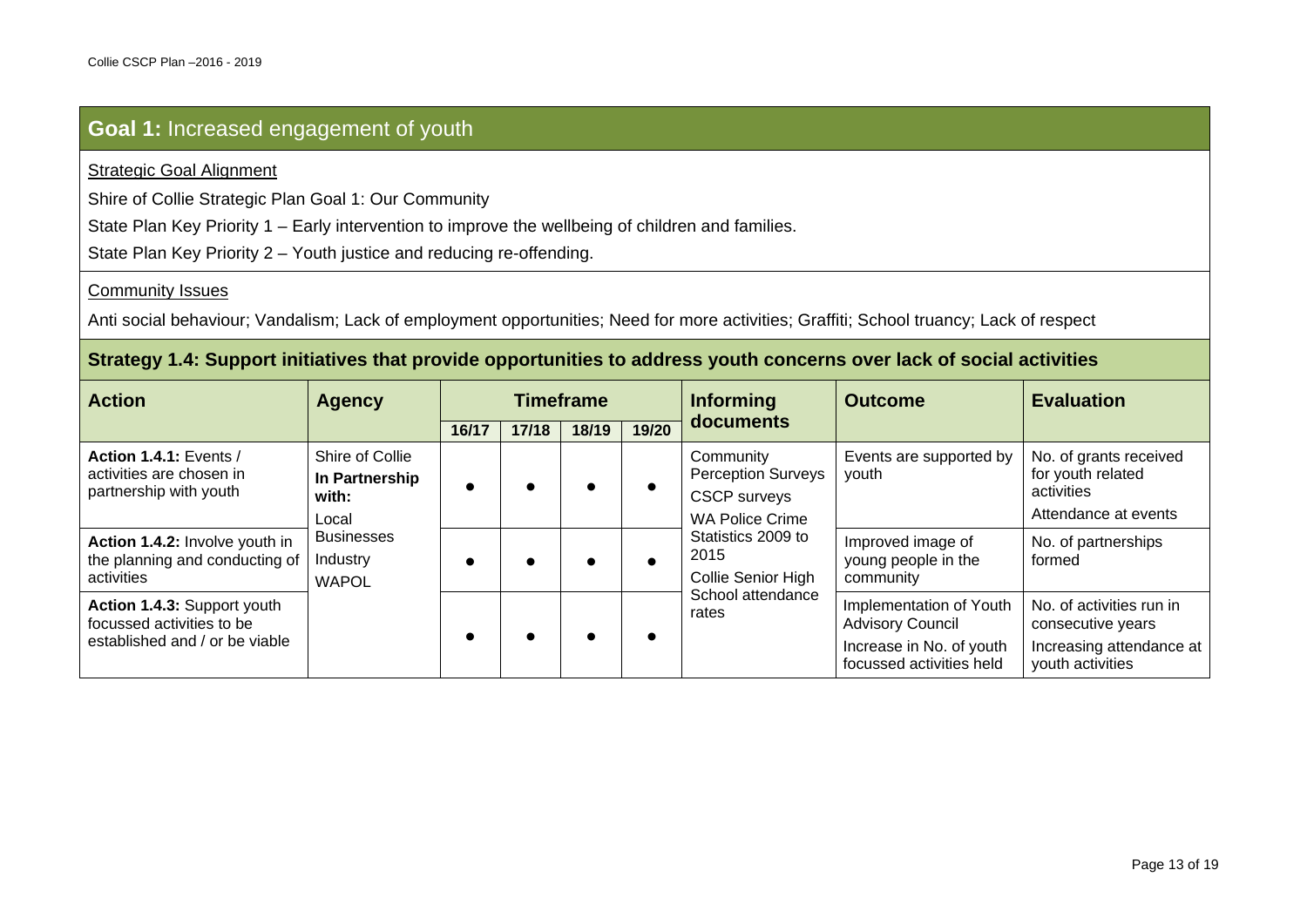## **Goal 1:** Increased engagement of youth

Strategic Goal Alignment

Shire of Collie Strategic Plan Goal 1: Our Community

State Plan Key Priority 1 – Early intervention to improve the wellbeing of children and families.

State Plan Key Priority 2 – Youth justice and reducing re-offending.

Community Issues

Anti social behaviour; Vandalism; Lack of employment opportunities; Need for more activities; Graffiti; School truancy; Lack of respect

### Strategy 1.4: Support initiatives that provide opportunities to address youth concerns over lack of social activities

| Action | Agency | Timeframe | | | | Informing documents | Outcome | Evaluation |
|---|---|---|---|---|---|---|---|---|
| | | 16/17 | 17/18 | 18/19 | 19/20 | | | |
| **Action 1.4.1:** Events / activities are chosen in partnership with youth | Shire of Collie **In Partnership with:** Local Businesses Industry WAPOL | ● | ● | ● | ● | Community Perception Surveys CSCP surveys WA Police Crime Statistics 2009 to 2015 Collie Senior High School attendance rates | Events are supported by youth | No. of grants received for youth related activities Attendance at events |
| **Action 1.4.2:** Involve youth in the planning and conducting of activities | | ● | ● | ● | ● | | Improved image of young people in the community | No. of partnerships formed |
| **Action 1.4.3:** Support youth focussed activities to be established and / or be viable | | ● | ● | ● | ● | | Implementation of Youth Advisory Council Increase in No. of youth focussed activities held | No. of activities run in consecutive years Increasing attendance at youth activities |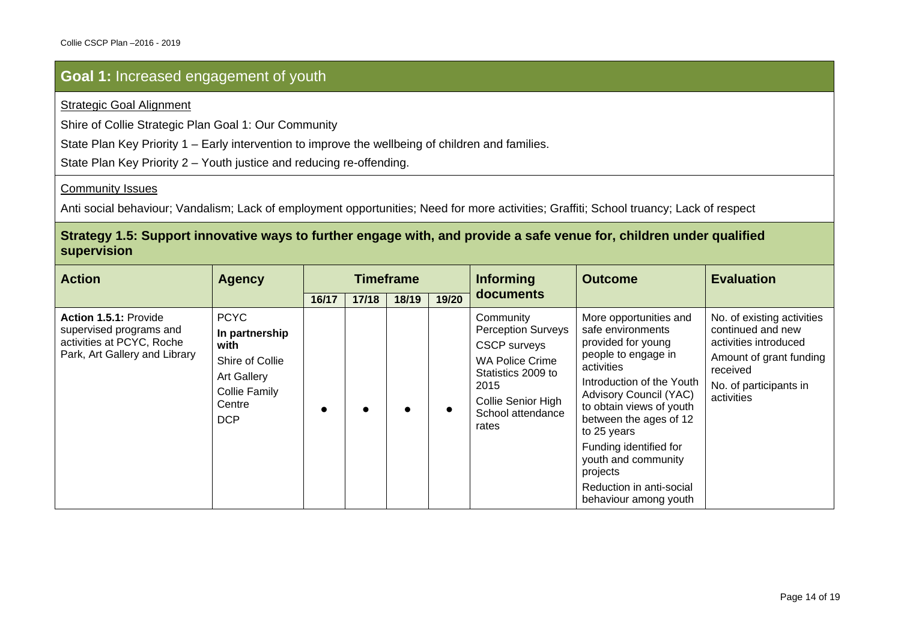## Goal 1: Increased engagement of youth

Strategic Goal Alignment

Shire of Collie Strategic Plan Goal 1: Our Community

State Plan Key Priority 1 – Early intervention to improve the wellbeing of children and families.

State Plan Key Priority 2 – Youth justice and reducing re-offending.

Community Issues

Anti social behaviour; Vandalism; Lack of employment opportunities; Need for more activities; Graffiti; School truancy; Lack of respect

### Strategy 1.5: Support innovative ways to further engage with, and provide a safe venue for, children under qualified supervision

| Action | Agency | Timeframe | | | | Informing documents | Outcome | Evaluation |
|---|---|---|---|---|---|---|---|---|
| | | 16/17 | 17/18 | 18/19 | 19/20 | | | |
| **Action 1.5.1:** Provide supervised programs and activities at PCYC, Roche Park, Art Gallery and Library | PCYC<br>**In partnership with**<br>Shire of Collie<br>Art Gallery<br>Collie Family Centre<br>DCP | ● | ● | ● | ● | Community Perception Surveys<br>CSCP surveys<br>WA Police Crime Statistics 2009 to 2015<br>Collie Senior High School attendance rates | More opportunities and safe environments provided for young people to engage in activities<br>Introduction of the Youth Advisory Council (YAC) to obtain views of youth between the ages of 12 to 25 years<br>Funding identified for youth and community projects<br>Reduction in anti-social behaviour among youth | No. of existing activities continued and new activities introduced<br>Amount of grant funding received<br>No. of participants in activities |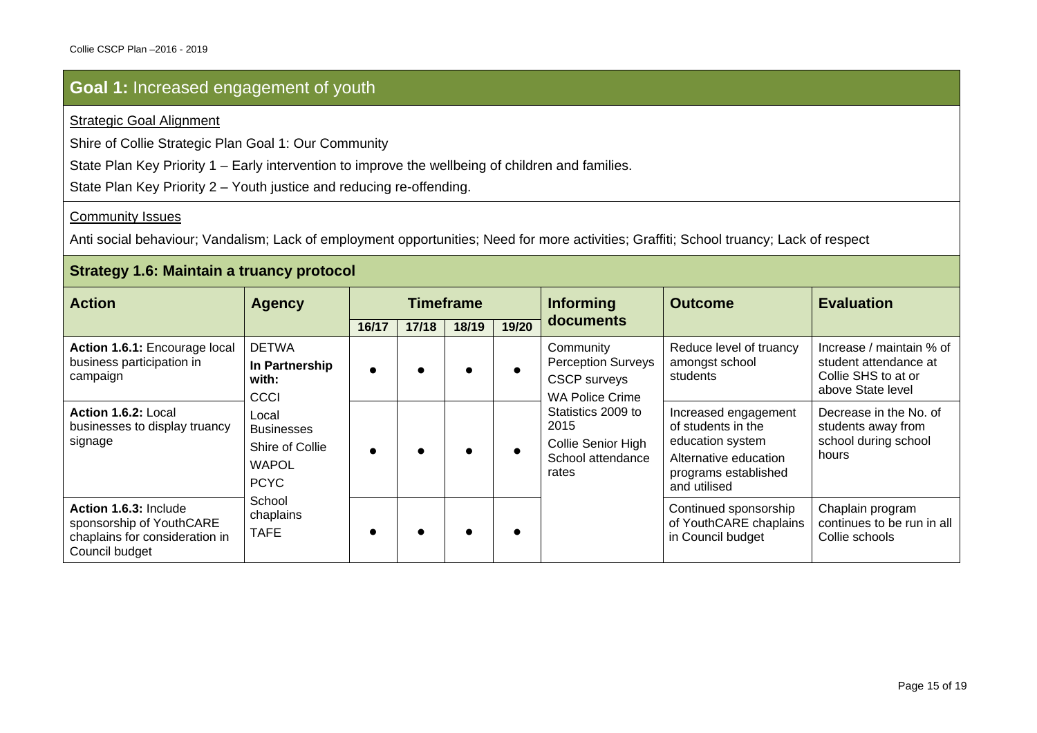## **Goal 1:** Increased engagement of youth

Strategic Goal Alignment

Shire of Collie Strategic Plan Goal 1: Our Community

State Plan Key Priority 1 – Early intervention to improve the wellbeing of children and families.

State Plan Key Priority 2 – Youth justice and reducing re-offending.

Community Issues

Anti social behaviour; Vandalism; Lack of employment opportunities; Need for more activities; Graffiti; School truancy; Lack of respect

### Strategy 1.6: Maintain a truancy protocol

| Action | Agency | Timeframe | | | | Informing documents | Outcome | Evaluation |
|---|---|---|---|---|---|---|---|---|
| | | 16/17 | 17/18 | 18/19 | 19/20 | | | |
| **Action 1.6.1:** Encourage local business participation in campaign | DETWA<br>**In Partnership with:**<br>CCCI<br>Local Businesses<br>Shire of Collie<br>WAPOL<br>PCYC<br>School chaplains<br>TAFE | ● | ● | ● | ● | Community Perception Surveys<br>CSCP surveys<br>WA Police Crime Statistics 2009 to 2015<br>Collie Senior High School attendance rates | Reduce level of truancy amongst school students | Increase / maintain % of student attendance at Collie SHS to at or above State level |
| **Action 1.6.2:** Local businesses to display truancy signage | | ● | ● | ● | ● | | Increased engagement of students in the education system<br>Alternative education programs established and utilised | Decrease in the No. of students away from school during school hours |
| **Action 1.6.3:** Include sponsorship of YouthCARE chaplains for consideration in Council budget | | ● | ● | ● | ● | | Continued sponsorship of YouthCARE chaplains in Council budget | Chaplain program continues to be run in all Collie schools |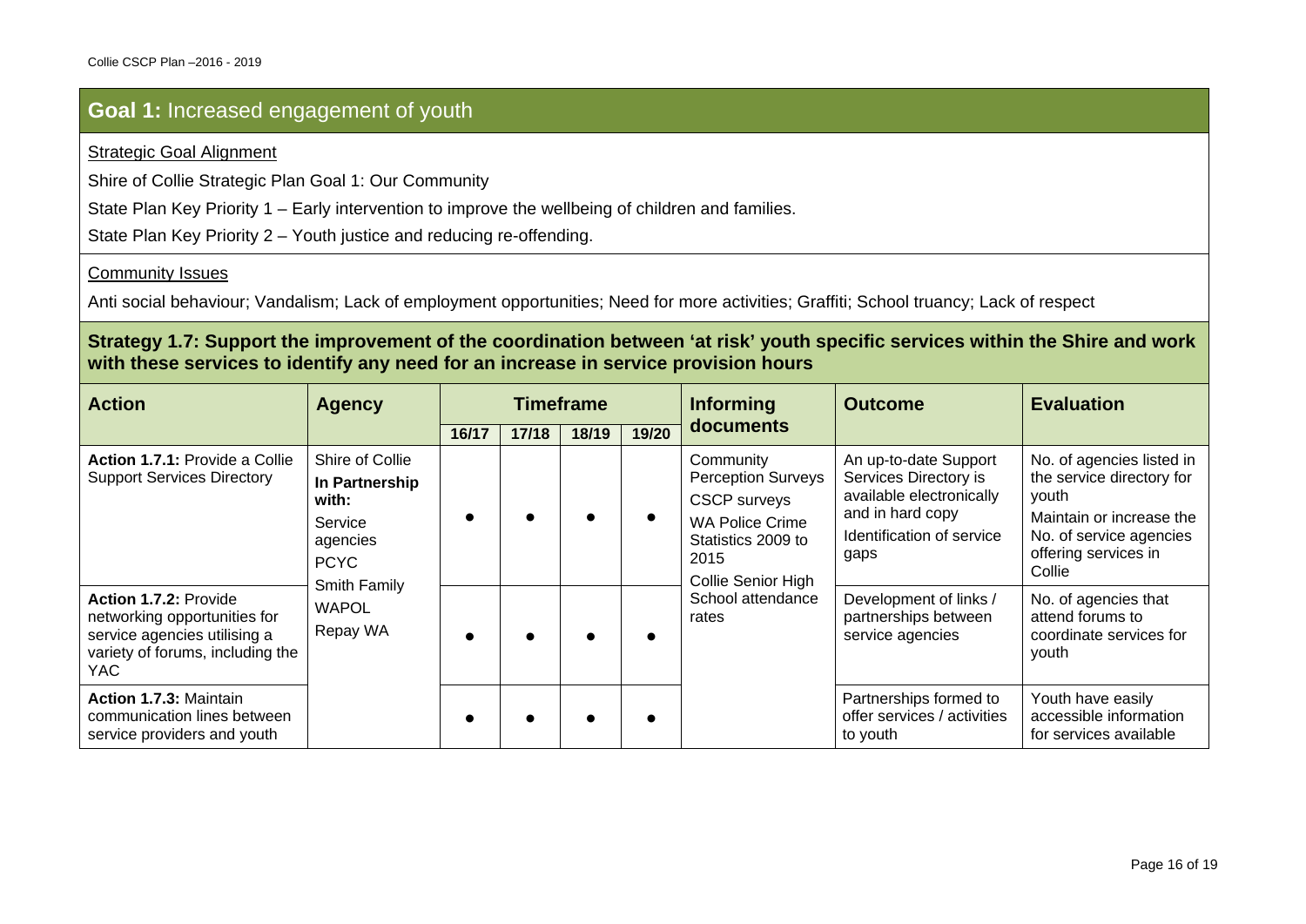## **Goal 1:** Increased engagement of youth

Strategic Goal Alignment

Shire of Collie Strategic Plan Goal 1: Our Community

State Plan Key Priority 1 – Early intervention to improve the wellbeing of children and families.

State Plan Key Priority 2 – Youth justice and reducing re-offending.

Community Issues

Anti social behaviour; Vandalism; Lack of employment opportunities; Need for more activities; Graffiti; School truancy; Lack of respect

### Strategy 1.7: Support the improvement of the coordination between 'at risk' youth specific services within the Shire and work with these services to identify any need for an increase in service provision hours

| Action | Agency | Timeframe | | | | Informing documents | Outcome | Evaluation |
|---|---|---|---|---|---|---|---|---|
| | | 16/17 | 17/18 | 18/19 | 19/20 | | | |
| **Action 1.7.1:** Provide a Collie Support Services Directory | Shire of Collie **In Partnership with:** Service agencies PCYC Smith Family WAPOL Repay WA | ● | ● | ● | ● | Community Perception Surveys CSCP surveys WA Police Crime Statistics 2009 to 2015 Collie Senior High School attendance rates | An up-to-date Support Services Directory is available electronically and in hard copy Identification of service gaps | No. of agencies listed in the service directory for youth Maintain or increase the No. of service agencies offering services in Collie |
| **Action 1.7.2:** Provide networking opportunities for service agencies utilising a variety of forums, including the YAC | | ● | ● | ● | ● | | Development of links / partnerships between service agencies | No. of agencies that attend forums to coordinate services for youth |
| **Action 1.7.3:** Maintain communication lines between service providers and youth | | ● | ● | ● | ● | | Partnerships formed to offer services / activities to youth | Youth have easily accessible information for services available |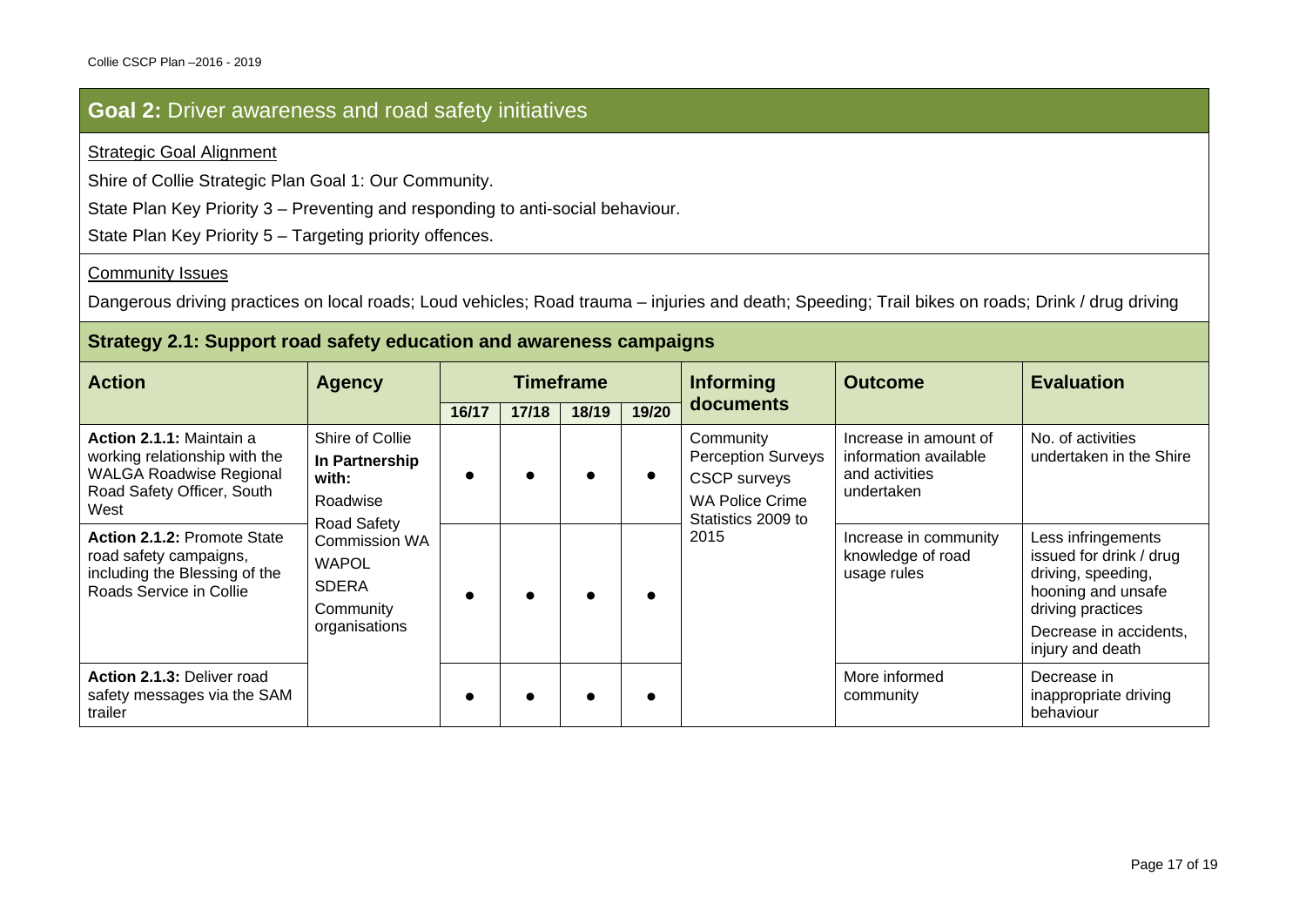## Goal 2: Driver awareness and road safety initiatives

Strategic Goal Alignment

Shire of Collie Strategic Plan Goal 1: Our Community.

State Plan Key Priority 3 – Preventing and responding to anti-social behaviour.

State Plan Key Priority 5 – Targeting priority offences.

Community Issues

Dangerous driving practices on local roads; Loud vehicles; Road trauma – injuries and death; Speeding; Trail bikes on roads; Drink / drug driving

### Strategy 2.1: Support road safety education and awareness campaigns

| Action | Agency | Timeframe | | | | Informing documents | Outcome | Evaluation |
|---|---|---|---|---|---|---|---|---|
| | | 16/17 | 17/18 | 18/19 | 19/20 | | | |
| **Action 2.1.1:** Maintain a working relationship with the WALGA Roadwise Regional Road Safety Officer, South West | Shire of Collie **In Partnership with:** Roadwise Road Safety Commission WA WAPOL SDERA Community organisations | ● | ● | ● | ● | Community Perception Surveys CSCP surveys WA Police Crime Statistics 2009 to 2015 | Increase in amount of information available and activities undertaken | No. of activities undertaken in the Shire |
| **Action 2.1.2:** Promote State road safety campaigns, including the Blessing of the Roads Service in Collie | | ● | ● | ● | ● | | Increase in community knowledge of road usage rules | Less infringements issued for drink / drug driving, speeding, hooning and unsafe driving practices Decrease in accidents, injury and death |
| **Action 2.1.3:** Deliver road safety messages via the SAM trailer | | ● | ● | ● | ● | | More informed community | Decrease in inappropriate driving behaviour |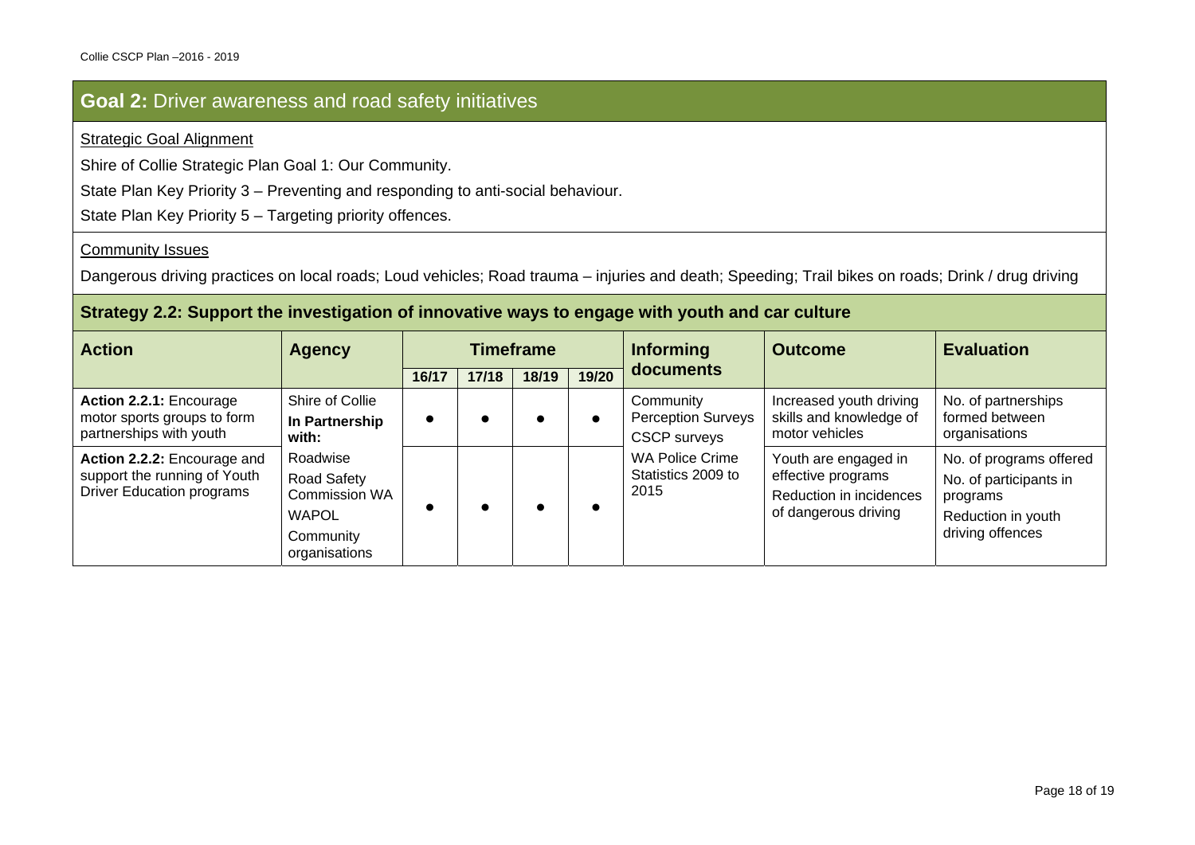## **Goal 2:** Driver awareness and road safety initiatives

<u>Strategic Goal Alignment</u>

Shire of Collie Strategic Plan Goal 1: Our Community.

State Plan Key Priority 3 – Preventing and responding to anti-social behaviour.

State Plan Key Priority 5 – Targeting priority offences.

<u>Community Issues</u>

Dangerous driving practices on local roads; Loud vehicles; Road trauma – injuries and death; Speeding; Trail bikes on roads; Drink / drug driving

### Strategy 2.2: Support the investigation of innovative ways to engage with youth and car culture

| Action | Agency | Timeframe | | | | Informing documents | Outcome | Evaluation |
|---|---|---|---|---|---|---|---|---|
| | | 16/17 | 17/18 | 18/19 | 19/20 | | | |
| **Action 2.2.1:** Encourage motor sports groups to form partnerships with youth | Shire of Collie<br>**In Partnership with:** | ● | ● | ● | ● | Community Perception Surveys<br>CSCP surveys | Increased youth driving skills and knowledge of motor vehicles | No. of partnerships formed between organisations |
| **Action 2.2.2:** Encourage and support the running of Youth Driver Education programs | Roadwise<br>Road Safety Commission WA<br>WAPOL<br>Community organisations | ● | ● | ● | ● | WA Police Crime Statistics 2009 to 2015 | Youth are engaged in effective programs<br>Reduction in incidences of dangerous driving | No. of programs offered<br>No. of participants in programs<br>Reduction in youth driving offences |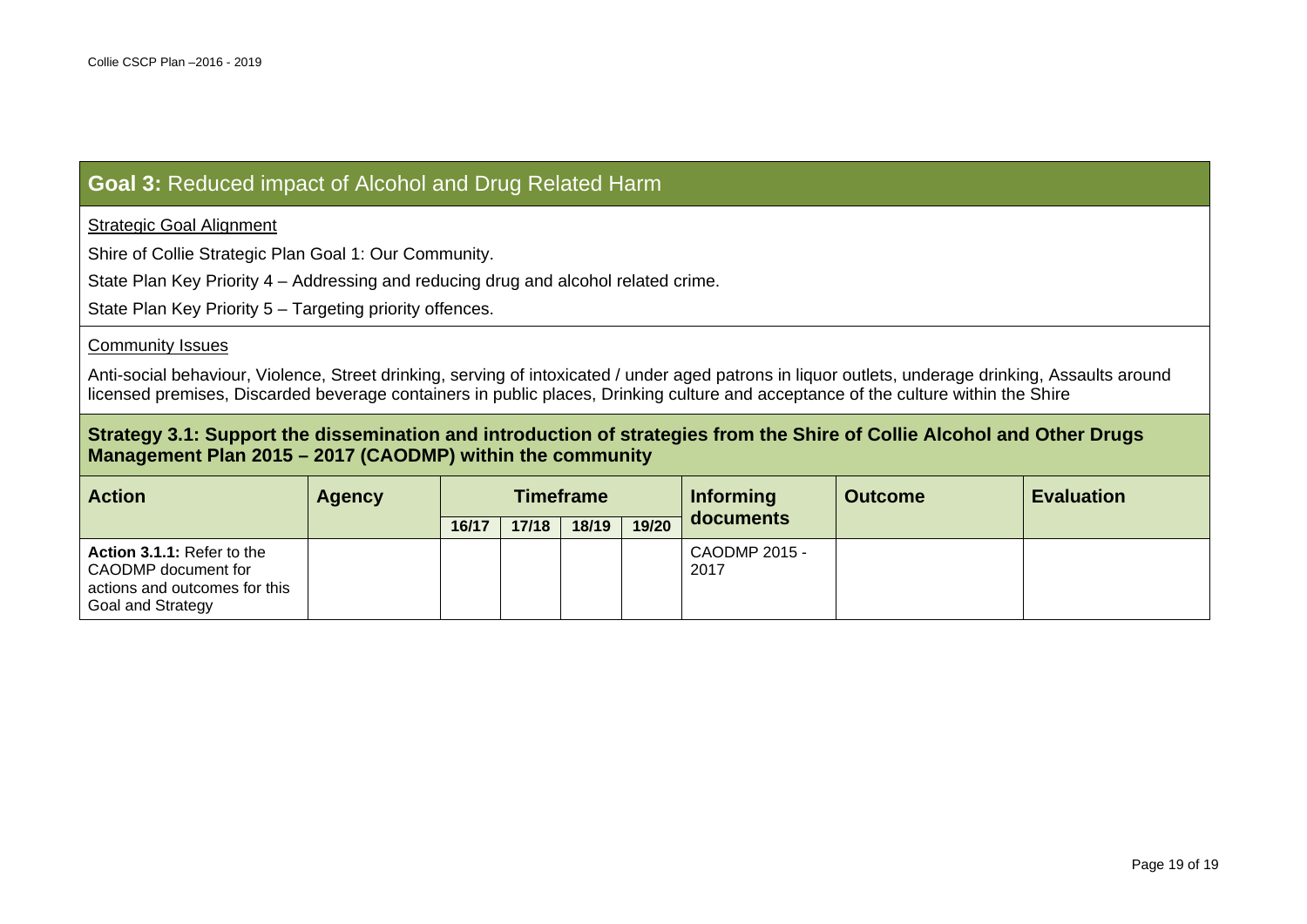## Goal 3: Reduced impact of Alcohol and Drug Related Harm

Strategic Goal Alignment

Shire of Collie Strategic Plan Goal 1: Our Community.

State Plan Key Priority 4 – Addressing and reducing drug and alcohol related crime.

State Plan Key Priority 5 – Targeting priority offences.

Community Issues

Anti-social behaviour, Violence, Street drinking, serving of intoxicated / under aged patrons in liquor outlets, underage drinking, Assaults around licensed premises, Discarded beverage containers in public places, Drinking culture and acceptance of the culture within the Shire

### Strategy 3.1: Support the dissemination and introduction of strategies from the Shire of Collie Alcohol and Other Drugs Management Plan 2015 – 2017 (CAODMP) within the community

| Action | Agency | Timeframe | | | | Informing documents | Outcome | Evaluation |
|---|---|---|---|---|---|---|---|---|
| | | 16/17 | 17/18 | 18/19 | 19/20 | | | |
| **Action 3.1.1:** Refer to the CAODMP document for actions and outcomes for this Goal and Strategy | | | | | | CAODMP 2015 - 2017 | | |